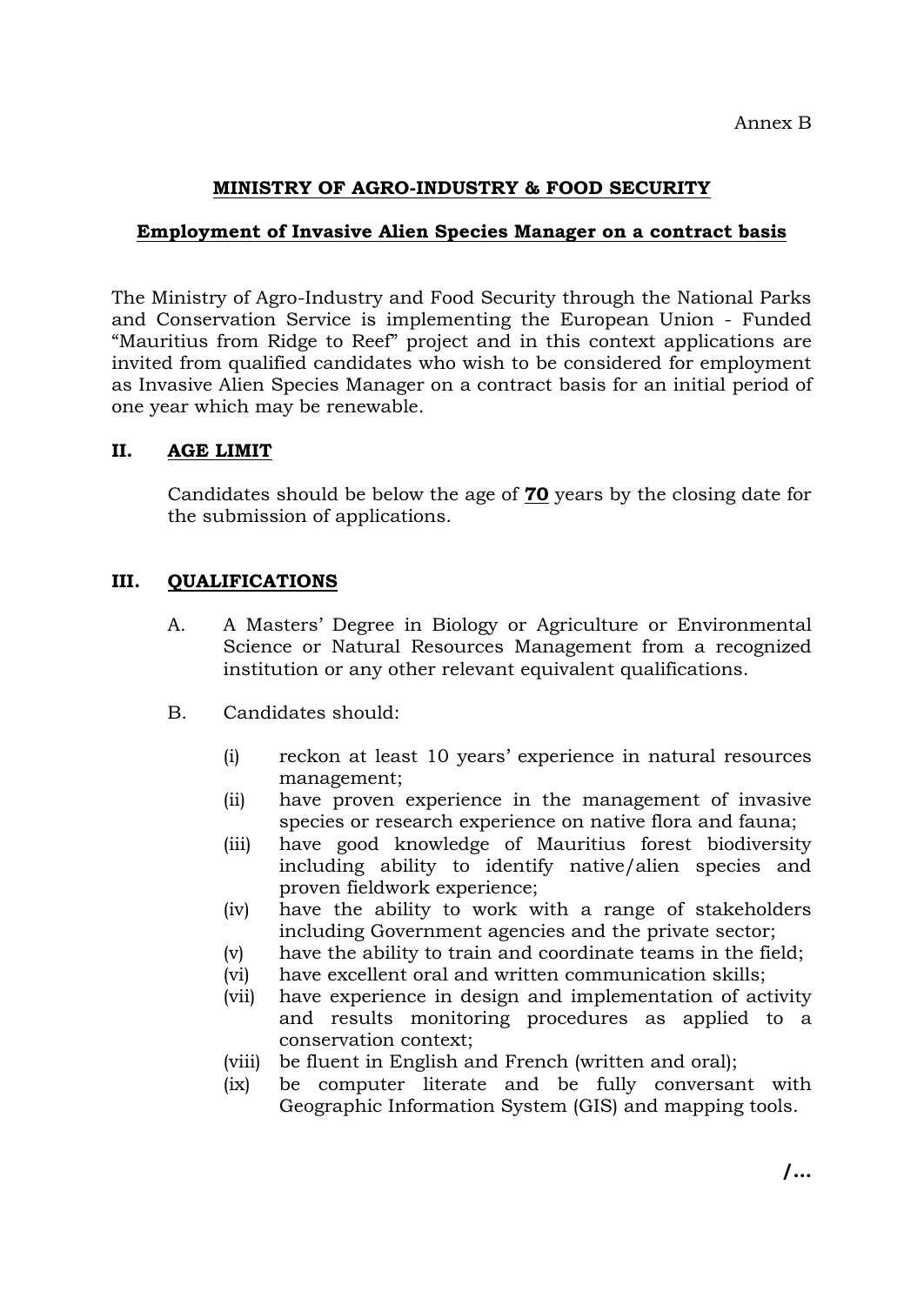Annex B

# MINISTRY OF AGRO-INDUSTRY & FOOD SECURITY

## Employment of Invasive Alien Species Manager on a contract basis

The Ministry of Agro-Industry and Food Security through the National Parks and Conservation Service is implementing the European Union - Funded "Mauritius from Ridge to Reef" project and in this context applications are invited from qualified candidates who wish to be considered for employment as Invasive Alien Species Manager on a contract basis for an initial period of one year which may be renewable.

## II. AGE LIMIT

Candidates should be below the age of **70** years by the closing date for the submission of applications.

## III. QUALIFICATIONS

A. A Masters' Degree in Biology or Agriculture or Environmental Science or Natural Resources Management from a recognized institution or any other relevant equivalent qualifications.

B. Candidates should:

- (i) reckon at least 10 years' experience in natural resources management;
- (ii) have proven experience in the management of invasive species or research experience on native flora and fauna;
- (iii) have good knowledge of Mauritius forest biodiversity including ability to identify native/alien species and proven fieldwork experience;
- (iv) have the ability to work with a range of stakeholders including Government agencies and the private sector;
- (v) have the ability to train and coordinate teams in the field;
- (vi) have excellent oral and written communication skills;
- (vii) have experience in design and implementation of activity and results monitoring procedures as applied to a conservation context;
- (viii) be fluent in English and French (written and oral);
- (ix) be computer literate and be fully conversant with Geographic Information System (GIS) and mapping tools.

/…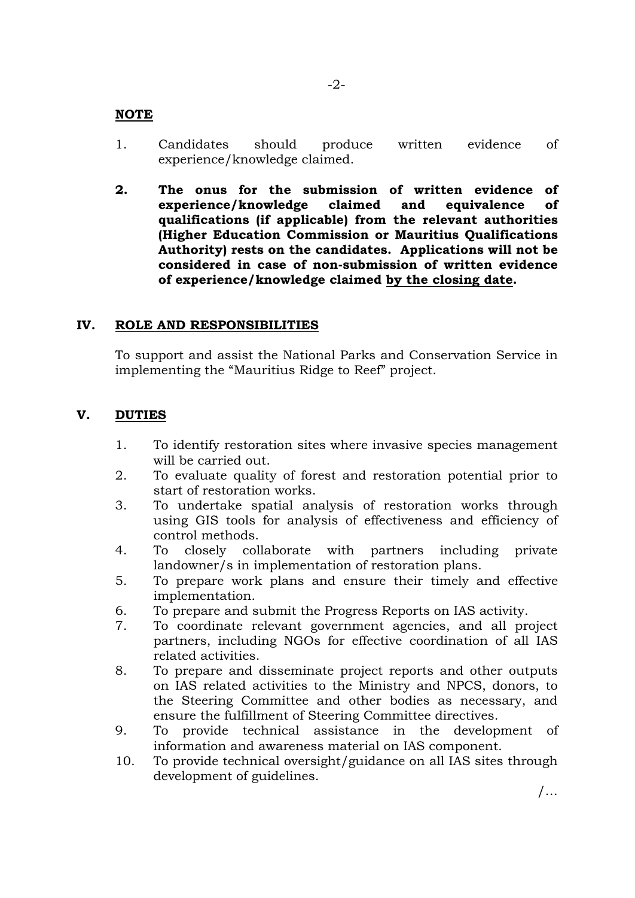**NOTE**

1. Candidates should produce written evidence of experience/knowledge claimed.

2. **The onus for the submission of written evidence of experience/knowledge claimed and equivalence of qualifications (if applicable) from the relevant authorities (Higher Education Commission or Mauritius Qualifications Authority) rests on the candidates. Applications will not be considered in case of non-submission of written evidence of experience/knowledge claimed <u>by the closing date</u>.**

## IV. ROLE AND RESPONSIBILITIES

To support and assist the National Parks and Conservation Service in implementing the "Mauritius Ridge to Reef" project.

## V. DUTIES

1. To identify restoration sites where invasive species management will be carried out.
2. To evaluate quality of forest and restoration potential prior to start of restoration works.
3. To undertake spatial analysis of restoration works through using GIS tools for analysis of effectiveness and efficiency of control methods.
4. To closely collaborate with partners including private landowner/s in implementation of restoration plans.
5. To prepare work plans and ensure their timely and effective implementation.
6. To prepare and submit the Progress Reports on IAS activity.
7. To coordinate relevant government agencies, and all project partners, including NGOs for effective coordination of all IAS related activities.
8. To prepare and disseminate project reports and other outputs on IAS related activities to the Ministry and NPCS, donors, to the Steering Committee and other bodies as necessary, and ensure the fulfillment of Steering Committee directives.
9. To provide technical assistance in the development of information and awareness material on IAS component.
10. To provide technical oversight/guidance on all IAS sites through development of guidelines.

/…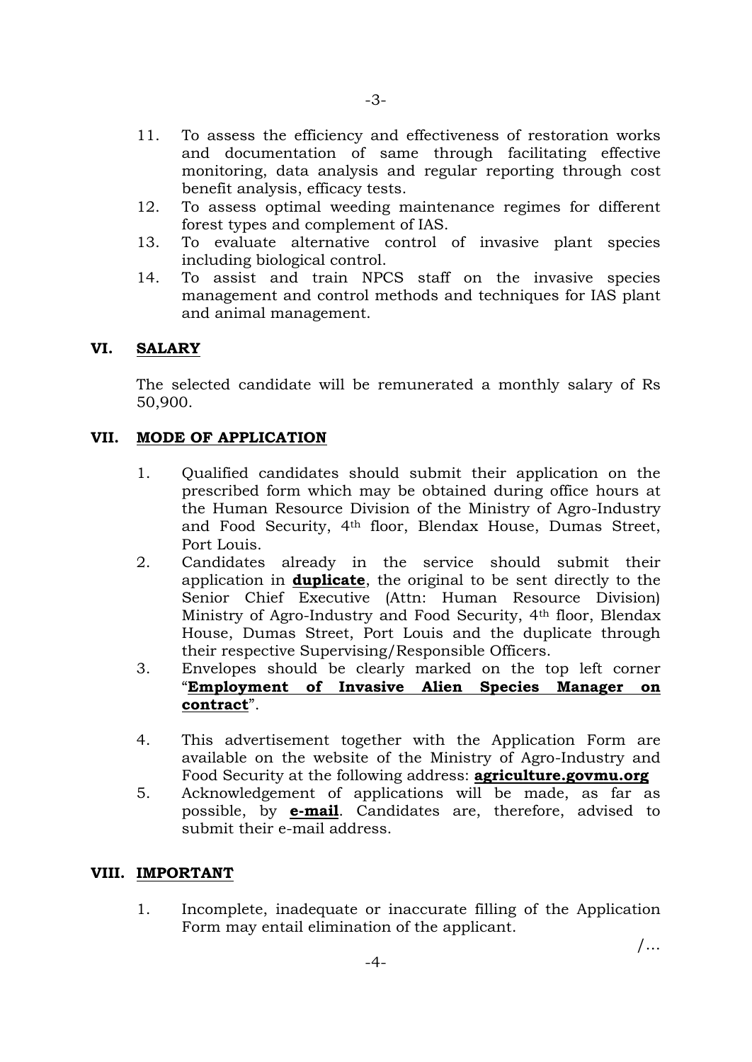11. To assess the efficiency and effectiveness of restoration works and documentation of same through facilitating effective monitoring, data analysis and regular reporting through cost benefit analysis, efficacy tests.
12. To assess optimal weeding maintenance regimes for different forest types and complement of IAS.
13. To evaluate alternative control of invasive plant species including biological control.
14. To assist and train NPCS staff on the invasive species management and control methods and techniques for IAS plant and animal management.

## VI. SALARY

The selected candidate will be remunerated a monthly salary of Rs 50,900.

## VII. MODE OF APPLICATION

1. Qualified candidates should submit their application on the prescribed form which may be obtained during office hours at the Human Resource Division of the Ministry of Agro-Industry and Food Security, 4th floor, Blendax House, Dumas Street, Port Louis.
2. Candidates already in the service should submit their application in **duplicate**, the original to be sent directly to the Senior Chief Executive (Attn: Human Resource Division) Ministry of Agro-Industry and Food Security, 4th floor, Blendax House, Dumas Street, Port Louis and the duplicate through their respective Supervising/Responsible Officers.
3. Envelopes should be clearly marked on the top left corner "**Employment of Invasive Alien Species Manager on contract**".
4. This advertisement together with the Application Form are available on the website of the Ministry of Agro-Industry and Food Security at the following address: **agriculture.govmu.org**
5. Acknowledgement of applications will be made, as far as possible, by **e-mail**. Candidates are, therefore, advised to submit their e-mail address.

## VIII. IMPORTANT

1. Incomplete, inadequate or inaccurate filling of the Application Form may entail elimination of the applicant.

/…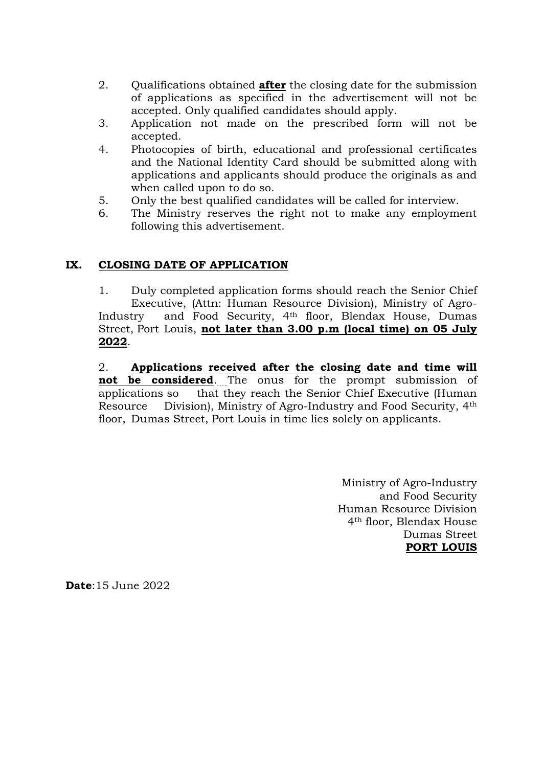2. Qualifications obtained **after** the closing date for the submission of applications as specified in the advertisement will not be accepted. Only qualified candidates should apply.
3. Application not made on the prescribed form will not be accepted.
4. Photocopies of birth, educational and professional certificates and the National Identity Card should be submitted along with applications and applicants should produce the originals as and when called upon to do so.
5. Only the best qualified candidates will be called for interview.
6. The Ministry reserves the right not to make any employment following this advertisement.

## IX. CLOSING DATE OF APPLICATION

1. Duly completed application forms should reach the Senior Chief Executive, (Attn: Human Resource Division), Ministry of Agro-Industry and Food Security, 4th floor, Blendax House, Dumas Street, Port Louis, **not later than 3.00 p.m (local time) on 05 July 2022**.

2. **Applications received after the closing date and time will not be considered**. The onus for the prompt submission of applications so that they reach the Senior Chief Executive (Human Resource Division), Ministry of Agro-Industry and Food Security, 4th floor, Dumas Street, Port Louis in time lies solely on applicants.

Ministry of Agro-Industry
and Food Security
Human Resource Division
4th floor, Blendax House
Dumas Street
**PORT LOUIS**

**Date**:15 June 2022